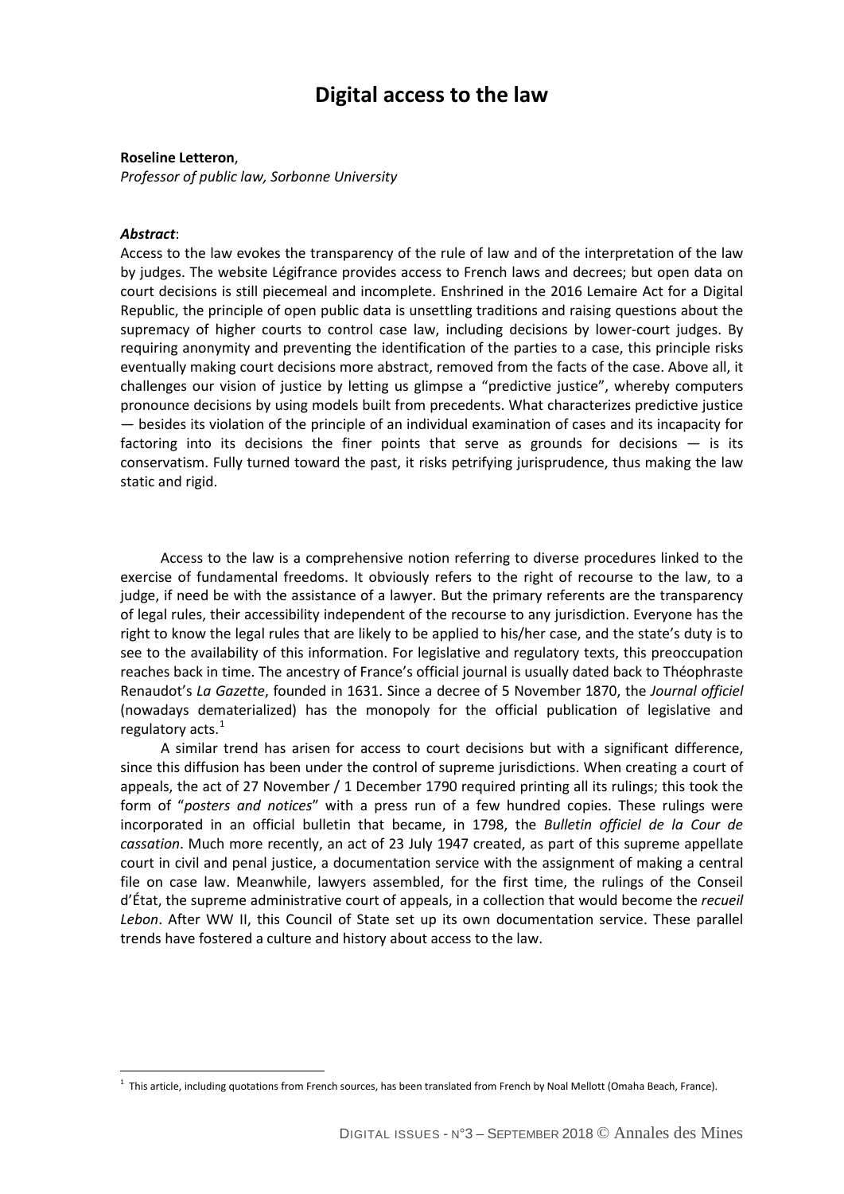# Digital access to the law

**Roseline Letteron**,
*Professor of public law, Sorbonne University*

***Abstract***:
Access to the law evokes the transparency of the rule of law and of the interpretation of the law by judges. The website Légifrance provides access to French laws and decrees; but open data on court decisions is still piecemeal and incomplete. Enshrined in the 2016 Lemaire Act for a Digital Republic, the principle of open public data is unsettling traditions and raising questions about the supremacy of higher courts to control case law, including decisions by lower-court judges. By requiring anonymity and preventing the identification of the parties to a case, this principle risks eventually making court decisions more abstract, removed from the facts of the case. Above all, it challenges our vision of justice by letting us glimpse a "predictive justice", whereby computers pronounce decisions by using models built from precedents. What characterizes predictive justice — besides its violation of the principle of an individual examination of cases and its incapacity for factoring into its decisions the finer points that serve as grounds for decisions — is its conservatism. Fully turned toward the past, it risks petrifying jurisprudence, thus making the law static and rigid.

Access to the law is a comprehensive notion referring to diverse procedures linked to the exercise of fundamental freedoms. It obviously refers to the right of recourse to the law, to a judge, if need be with the assistance of a lawyer. But the primary referents are the transparency of legal rules, their accessibility independent of the recourse to any jurisdiction. Everyone has the right to know the legal rules that are likely to be applied to his/her case, and the state's duty is to see to the availability of this information. For legislative and regulatory texts, this preoccupation reaches back in time. The ancestry of France's official journal is usually dated back to Théophraste Renaudot's *La Gazette*, founded in 1631. Since a decree of 5 November 1870, the *Journal officiel* (nowadays dematerialized) has the monopoly for the official publication of legislative and regulatory acts.[1]

A similar trend has arisen for access to court decisions but with a significant difference, since this diffusion has been under the control of supreme jurisdictions. When creating a court of appeals, the act of 27 November / 1 December 1790 required printing all its rulings; this took the form of "*posters and notices*" with a press run of a few hundred copies. These rulings were incorporated in an official bulletin that became, in 1798, the *Bulletin officiel de la Cour de cassation*. Much more recently, an act of 23 July 1947 created, as part of this supreme appellate court in civil and penal justice, a documentation service with the assignment of making a central file on case law. Meanwhile, lawyers assembled, for the first time, the rulings of the Conseil d'État, the supreme administrative court of appeals, in a collection that would become the *recueil Lebon*. After WW II, this Council of State set up its own documentation service. These parallel trends have fostered a culture and history about access to the law.

[1] This article, including quotations from French sources, has been translated from French by Noal Mellott (Omaha Beach, France).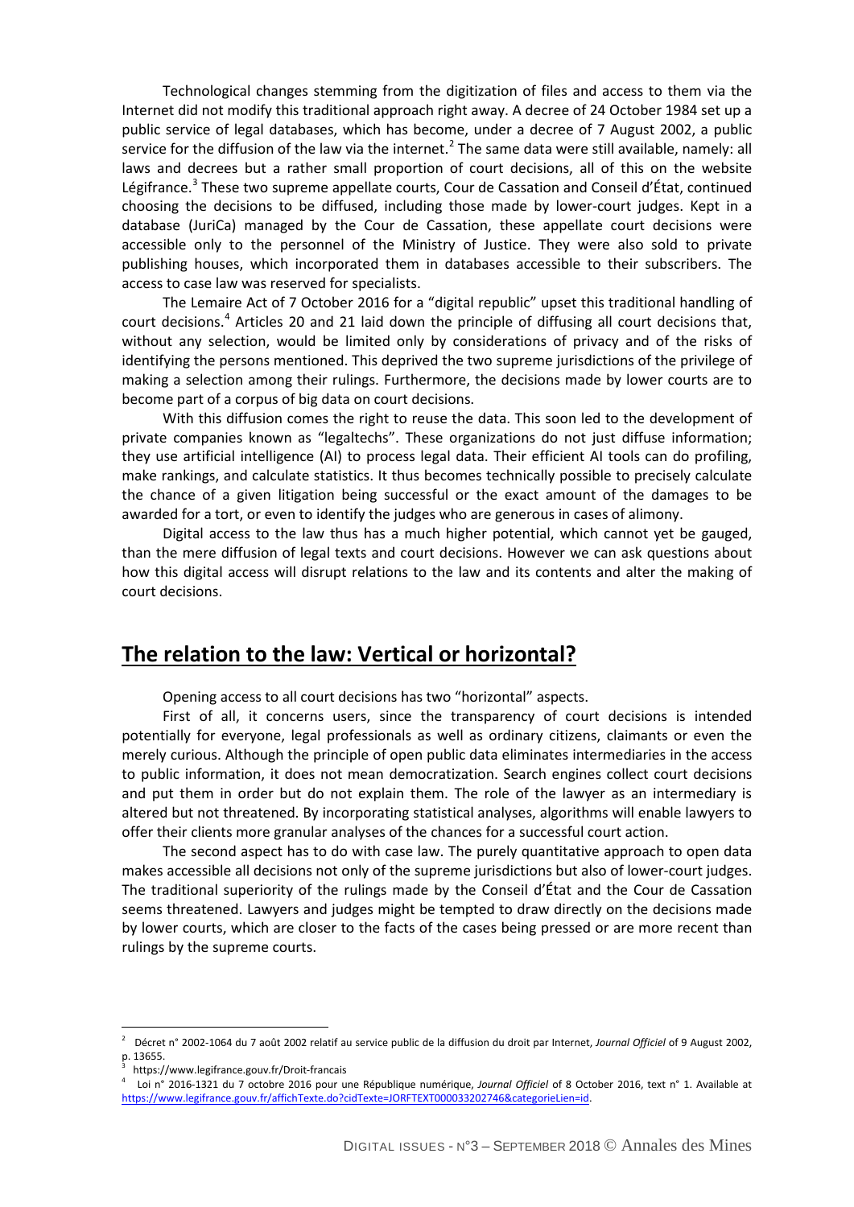Technological changes stemming from the digitization of files and access to them via the Internet did not modify this traditional approach right away. A decree of 24 October 1984 set up a public service of legal databases, which has become, under a decree of 7 August 2002, a public service for the diffusion of the law via the internet.[2] The same data were still available, namely: all laws and decrees but a rather small proportion of court decisions, all of this on the website Légifrance.[3] These two supreme appellate courts, Cour de Cassation and Conseil d'État, continued choosing the decisions to be diffused, including those made by lower-court judges. Kept in a database (JuriCa) managed by the Cour de Cassation, these appellate court decisions were accessible only to the personnel of the Ministry of Justice. They were also sold to private publishing houses, which incorporated them in databases accessible to their subscribers. The access to case law was reserved for specialists.

The Lemaire Act of 7 October 2016 for a "digital republic" upset this traditional handling of court decisions.[4] Articles 20 and 21 laid down the principle of diffusing all court decisions that, without any selection, would be limited only by considerations of privacy and of the risks of identifying the persons mentioned. This deprived the two supreme jurisdictions of the privilege of making a selection among their rulings. Furthermore, the decisions made by lower courts are to become part of a corpus of big data on court decisions.

With this diffusion comes the right to reuse the data. This soon led to the development of private companies known as "legaltechs". These organizations do not just diffuse information; they use artificial intelligence (AI) to process legal data. Their efficient AI tools can do profiling, make rankings, and calculate statistics. It thus becomes technically possible to precisely calculate the chance of a given litigation being successful or the exact amount of the damages to be awarded for a tort, or even to identify the judges who are generous in cases of alimony.

Digital access to the law thus has a much higher potential, which cannot yet be gauged, than the mere diffusion of legal texts and court decisions. However we can ask questions about how this digital access will disrupt relations to the law and its contents and alter the making of court decisions.

## The relation to the law: Vertical or horizontal?

Opening access to all court decisions has two "horizontal" aspects.

First of all, it concerns users, since the transparency of court decisions is intended potentially for everyone, legal professionals as well as ordinary citizens, claimants or even the merely curious. Although the principle of open public data eliminates intermediaries in the access to public information, it does not mean democratization. Search engines collect court decisions and put them in order but do not explain them. The role of the lawyer as an intermediary is altered but not threatened. By incorporating statistical analyses, algorithms will enable lawyers to offer their clients more granular analyses of the chances for a successful court action.

The second aspect has to do with case law. The purely quantitative approach to open data makes accessible all decisions not only of the supreme jurisdictions but also of lower-court judges. The traditional superiority of the rulings made by the Conseil d'État and the Cour de Cassation seems threatened. Lawyers and judges might be tempted to draw directly on the decisions made by lower courts, which are closer to the facts of the cases being pressed or are more recent than rulings by the supreme courts.

---

[2] Décret n° 2002-1064 du 7 août 2002 relatif au service public de la diffusion du droit par Internet, *Journal Officiel* of 9 August 2002, p. 13655.

[3] https://www.legifrance.gouv.fr/Droit-francais

[4] Loi n° 2016-1321 du 7 octobre 2016 pour une République numérique, *Journal Officiel* of 8 October 2016, text n° 1. Available at https://www.legifrance.gouv.fr/affichTexte.do?cidTexte=JORFTEXT000033202746&categorieLien=id.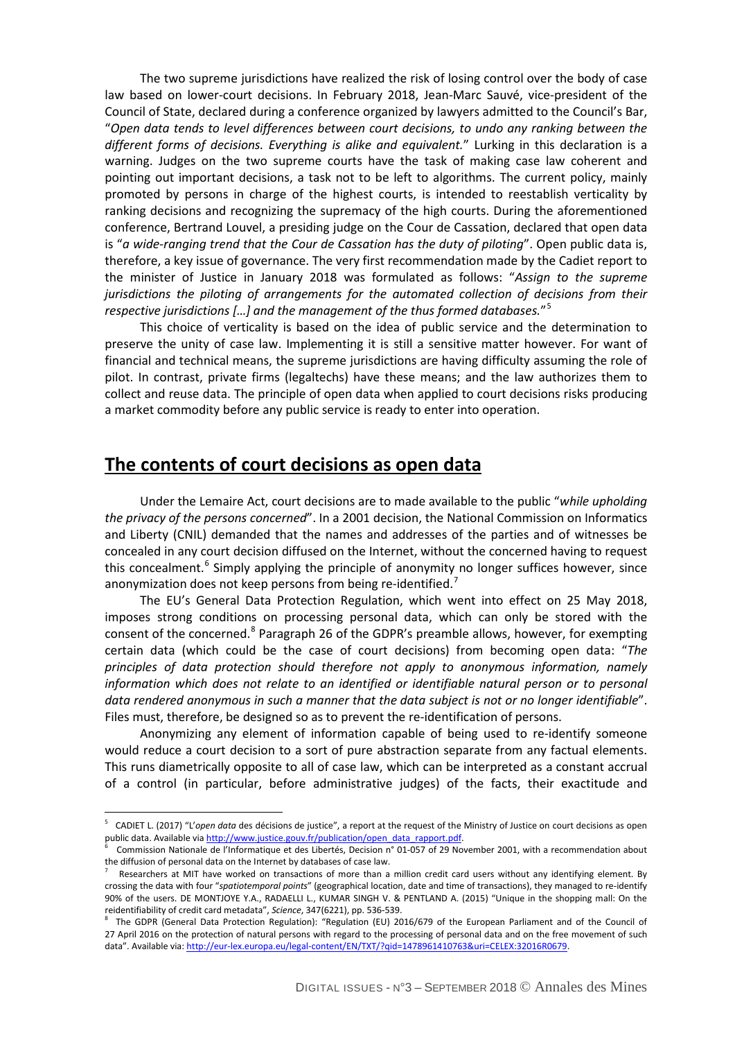The two supreme jurisdictions have realized the risk of losing control over the body of case law based on lower-court decisions. In February 2018, Jean-Marc Sauvé, vice-president of the Council of State, declared during a conference organized by lawyers admitted to the Council's Bar, "*Open data tends to level differences between court decisions, to undo any ranking between the different forms of decisions. Everything is alike and equivalent.*" Lurking in this declaration is a warning. Judges on the two supreme courts have the task of making case law coherent and pointing out important decisions, a task not to be left to algorithms. The current policy, mainly promoted by persons in charge of the highest courts, is intended to reestablish verticality by ranking decisions and recognizing the supremacy of the high courts. During the aforementioned conference, Bertrand Louvel, a presiding judge on the Cour de Cassation, declared that open data is "*a wide-ranging trend that the Cour de Cassation has the duty of piloting*". Open public data is, therefore, a key issue of governance. The very first recommendation made by the Cadiet report to the minister of Justice in January 2018 was formulated as follows: "*Assign to the supreme jurisdictions the piloting of arrangements for the automated collection of decisions from their respective jurisdictions […] and the management of the thus formed databases.*"[5]

This choice of verticality is based on the idea of public service and the determination to preserve the unity of case law. Implementing it is still a sensitive matter however. For want of financial and technical means, the supreme jurisdictions are having difficulty assuming the role of pilot. In contrast, private firms (legaltechs) have these means; and the law authorizes them to collect and reuse data. The principle of open data when applied to court decisions risks producing a market commodity before any public service is ready to enter into operation.

## The contents of court decisions as open data

Under the Lemaire Act, court decisions are to made available to the public "*while upholding the privacy of the persons concerned*". In a 2001 decision, the National Commission on Informatics and Liberty (CNIL) demanded that the names and addresses of the parties and of witnesses be concealed in any court decision diffused on the Internet, without the concerned having to request this concealment.[6] Simply applying the principle of anonymity no longer suffices however, since anonymization does not keep persons from being re-identified.[7]

The EU's General Data Protection Regulation, which went into effect on 25 May 2018, imposes strong conditions on processing personal data, which can only be stored with the consent of the concerned.[8] Paragraph 26 of the GDPR's preamble allows, however, for exempting certain data (which could be the case of court decisions) from becoming open data: "*The principles of data protection should therefore not apply to anonymous information, namely information which does not relate to an identified or identifiable natural person or to personal data rendered anonymous in such a manner that the data subject is not or no longer identifiable*". Files must, therefore, be designed so as to prevent the re-identification of persons.

Anonymizing any element of information capable of being used to re-identify someone would reduce a court decision to a sort of pure abstraction separate from any factual elements. This runs diametrically opposite to all of case law, which can be interpreted as a constant accrual of a control (in particular, before administrative judges) of the facts, their exactitude and

---

[5] CADIET L. (2017) "L'*open data* des décisions de justice", a report at the request of the Ministry of Justice on court decisions as open public data. Available via http://www.justice.gouv.fr/publication/open_data_rapport.pdf.

[6] Commission Nationale de l'Informatique et des Libertés, Decision n° 01-057 of 29 November 2001, with a recommendation about the diffusion of personal data on the Internet by databases of case law.

[7] Researchers at MIT have worked on transactions of more than a million credit card users without any identifying element. By crossing the data with four "*spatiotemporal points*" (geographical location, date and time of transactions), they managed to re-identify 90% of the users. DE MONTJOYE Y.A., RADAELLI L., KUMAR SINGH V. & PENTLAND A. (2015) "Unique in the shopping mall: On the reidentifiability of credit card metadata", *Science*, 347(6221), pp. 536-539.

[8] The GDPR (General Data Protection Regulation): "Regulation (EU) 2016/679 of the European Parliament and of the Council of 27 April 2016 on the protection of natural persons with regard to the processing of personal data and on the free movement of such data". Available via: http://eur-lex.europa.eu/legal-content/EN/TXT/?qid=1478961410763&uri=CELEX:32016R0679.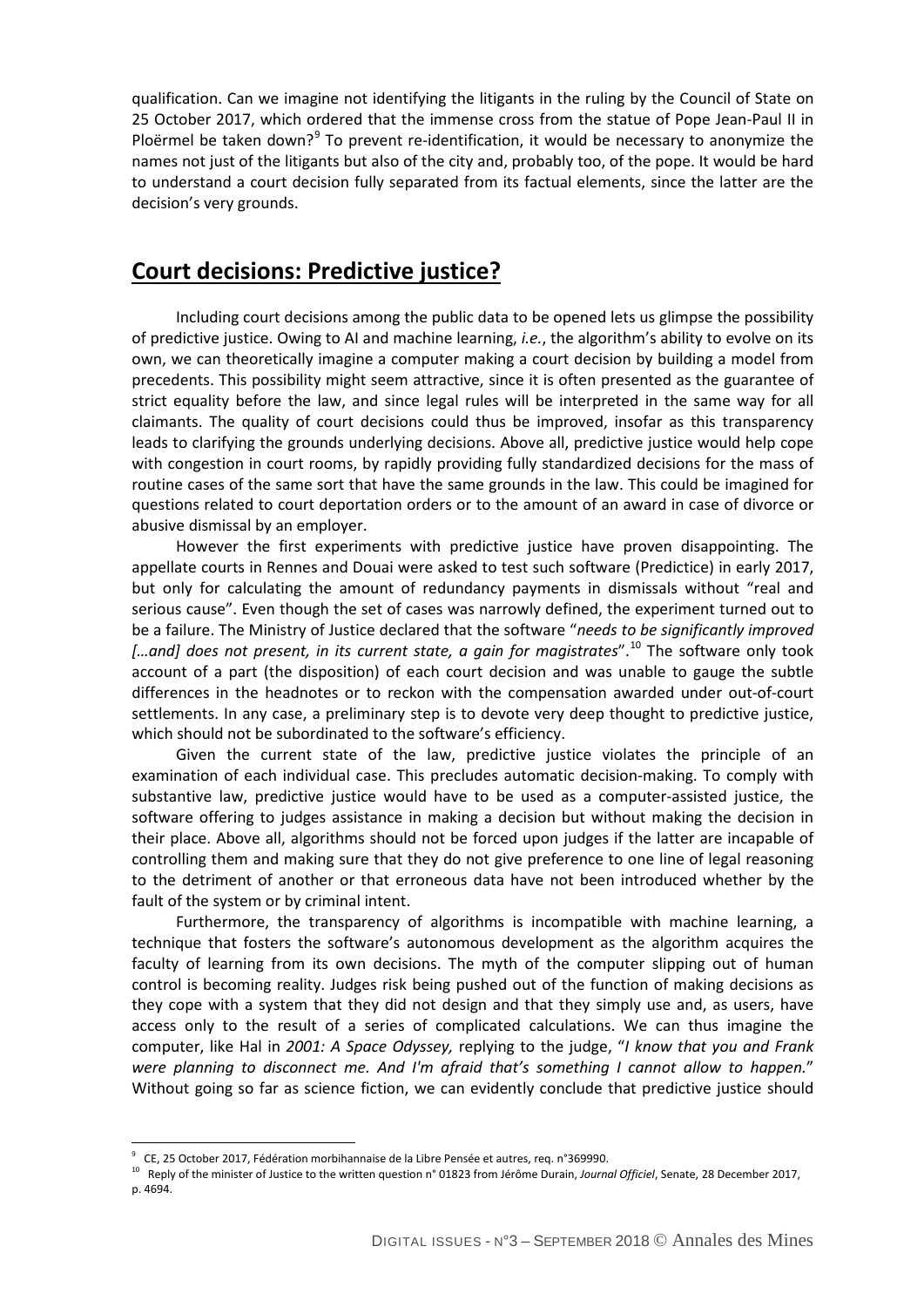qualification. Can we imagine not identifying the litigants in the ruling by the Council of State on 25 October 2017, which ordered that the immense cross from the statue of Pope Jean-Paul II in Ploërmel be taken down?[9] To prevent re-identification, it would be necessary to anonymize the names not just of the litigants but also of the city and, probably too, of the pope. It would be hard to understand a court decision fully separated from its factual elements, since the latter are the decision's very grounds.

## Court decisions: Predictive justice?

Including court decisions among the public data to be opened lets us glimpse the possibility of predictive justice. Owing to AI and machine learning, *i.e.*, the algorithm's ability to evolve on its own, we can theoretically imagine a computer making a court decision by building a model from precedents. This possibility might seem attractive, since it is often presented as the guarantee of strict equality before the law, and since legal rules will be interpreted in the same way for all claimants. The quality of court decisions could thus be improved, insofar as this transparency leads to clarifying the grounds underlying decisions. Above all, predictive justice would help cope with congestion in court rooms, by rapidly providing fully standardized decisions for the mass of routine cases of the same sort that have the same grounds in the law. This could be imagined for questions related to court deportation orders or to the amount of an award in case of divorce or abusive dismissal by an employer.

However the first experiments with predictive justice have proven disappointing. The appellate courts in Rennes and Douai were asked to test such software (Predictice) in early 2017, but only for calculating the amount of redundancy payments in dismissals without "real and serious cause". Even though the set of cases was narrowly defined, the experiment turned out to be a failure. The Ministry of Justice declared that the software "*needs to be significantly improved […and] does not present, in its current state, a gain for magistrates*".[10] The software only took account of a part (the disposition) of each court decision and was unable to gauge the subtle differences in the headnotes or to reckon with the compensation awarded under out-of-court settlements. In any case, a preliminary step is to devote very deep thought to predictive justice, which should not be subordinated to the software's efficiency.

Given the current state of the law, predictive justice violates the principle of an examination of each individual case. This precludes automatic decision-making. To comply with substantive law, predictive justice would have to be used as a computer-assisted justice, the software offering to judges assistance in making a decision but without making the decision in their place. Above all, algorithms should not be forced upon judges if the latter are incapable of controlling them and making sure that they do not give preference to one line of legal reasoning to the detriment of another or that erroneous data have not been introduced whether by the fault of the system or by criminal intent.

Furthermore, the transparency of algorithms is incompatible with machine learning, a technique that fosters the software's autonomous development as the algorithm acquires the faculty of learning from its own decisions. The myth of the computer slipping out of human control is becoming reality. Judges risk being pushed out of the function of making decisions as they cope with a system that they did not design and that they simply use and, as users, have access only to the result of a series of complicated calculations. We can thus imagine the computer, like Hal in *2001: A Space Odyssey,* replying to the judge, "*I know that you and Frank were planning to disconnect me. And I'm afraid that's something I cannot allow to happen.*" Without going so far as science fiction, we can evidently conclude that predictive justice should

[9] CE, 25 October 2017, Fédération morbihannaise de la Libre Pensée et autres, req. n°369990.

[10] Reply of the minister of Justice to the written question n° 01823 from Jérôme Durain, *Journal Officiel*, Senate, 28 December 2017, p. 4694.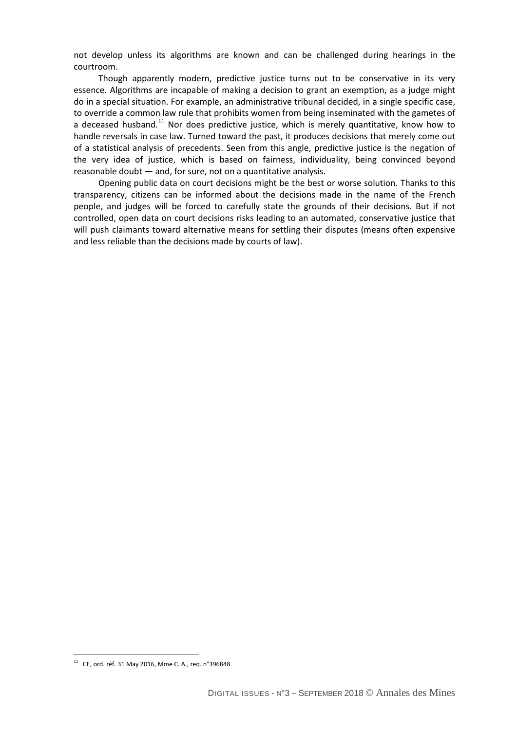not develop unless its algorithms are known and can be challenged during hearings in the courtroom.

Though apparently modern, predictive justice turns out to be conservative in its very essence. Algorithms are incapable of making a decision to grant an exemption, as a judge might do in a special situation. For example, an administrative tribunal decided, in a single specific case, to override a common law rule that prohibits women from being inseminated with the gametes of a deceased husband.[11] Nor does predictive justice, which is merely quantitative, know how to handle reversals in case law. Turned toward the past, it produces decisions that merely come out of a statistical analysis of precedents. Seen from this angle, predictive justice is the negation of the very idea of justice, which is based on fairness, individuality, being convinced beyond reasonable doubt — and, for sure, not on a quantitative analysis.

Opening public data on court decisions might be the best or worse solution. Thanks to this transparency, citizens can be informed about the decisions made in the name of the French people, and judges will be forced to carefully state the grounds of their decisions. But if not controlled, open data on court decisions risks leading to an automated, conservative justice that will push claimants toward alternative means for settling their disputes (means often expensive and less reliable than the decisions made by courts of law).

---

[11] CE, ord. réf. 31 May 2016, Mme C. A., req. n°396848.